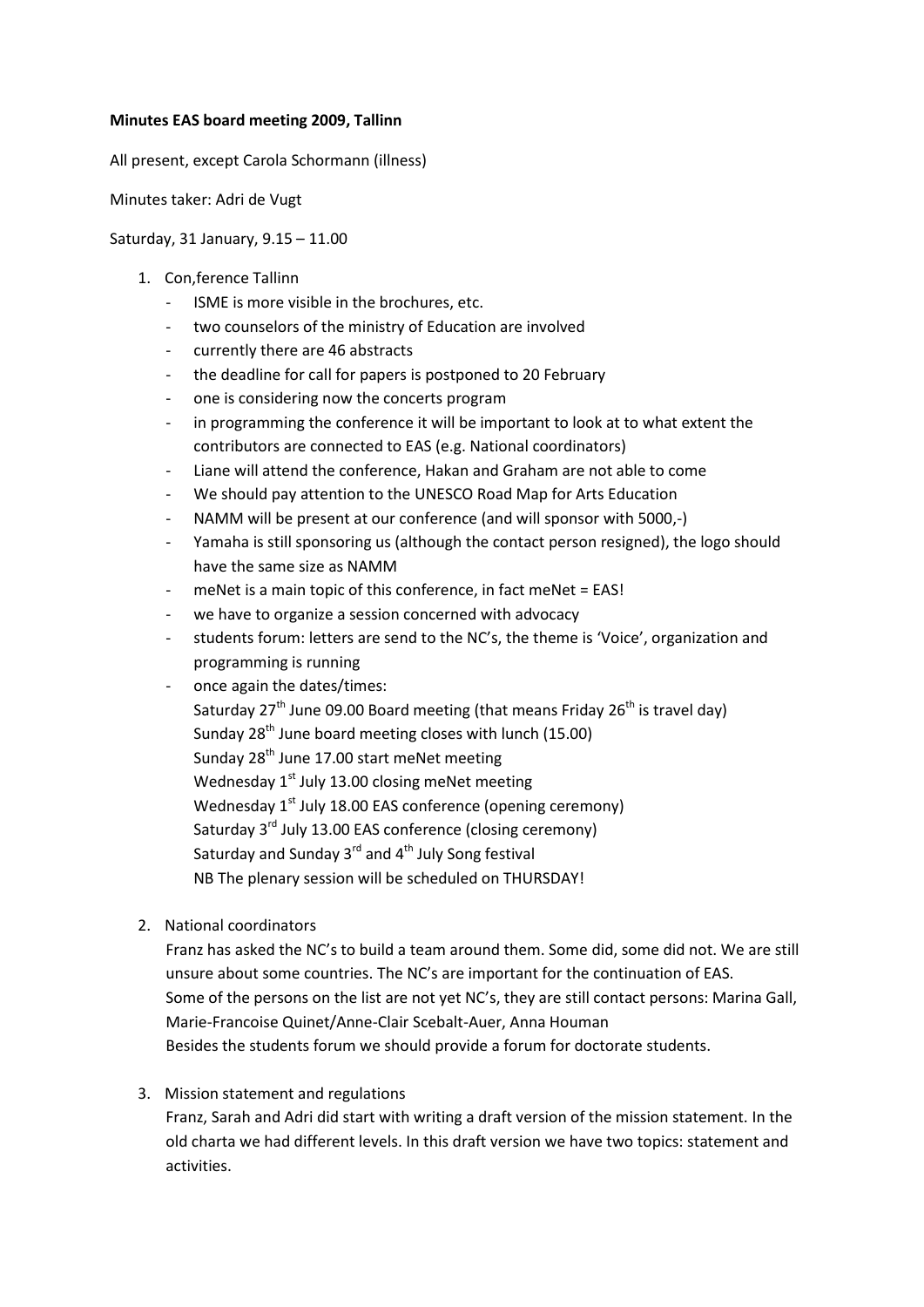**Minutes EAS board meeting 2009, Tallinn**

All present, except Carola Schormann (illness)

Minutes taker: Adri de Vugt

Saturday, 31 January, 9.15 – 11.00

1. Con,ference Tallinn
   - ISME is more visible in the brochures, etc.
   - two counselors of the ministry of Education are involved
   - currently there are 46 abstracts
   - the deadline for call for papers is postponed to 20 February
   - one is considering now the concerts program
   - in programming the conference it will be important to look at to what extent the contributors are connected to EAS (e.g. National coordinators)
   - Liane will attend the conference, Hakan and Graham are not able to come
   - We should pay attention to the UNESCO Road Map for Arts Education
   - NAMM will be present at our conference (and will sponsor with 5000,-)
   - Yamaha is still sponsoring us (although the contact person resigned), the logo should have the same size as NAMM
   - meNet is a main topic of this conference, in fact meNet = EAS!
   - we have to organize a session concerned with advocacy
   - students forum: letters are send to the NC's, the theme is 'Voice', organization and programming is running
   - once again the dates/times:
     Saturday 27th June 09.00 Board meeting (that means Friday 26th is travel day)
     Sunday 28th June board meeting closes with lunch (15.00)
     Sunday 28th June 17.00 start meNet meeting
     Wednesday 1st July 13.00 closing meNet meeting
     Wednesday 1st July 18.00 EAS conference (opening ceremony)
     Saturday 3rd July 13.00 EAS conference (closing ceremony)
     Saturday and Sunday 3rd and 4th July Song festival
     NB The plenary session will be scheduled on THURSDAY!

2. National coordinators
   Franz has asked the NC's to build a team around them. Some did, some did not. We are still unsure about some countries. The NC's are important for the continuation of EAS.
   Some of the persons on the list are not yet NC's, they are still contact persons: Marina Gall, Marie-Francoise Quinet/Anne-Clair Scebalt-Auer, Anna Houman
   Besides the students forum we should provide a forum for doctorate students.

3. Mission statement and regulations
   Franz, Sarah and Adri did start with writing a draft version of the mission statement. In the old charta we had different levels. In this draft version we have two topics: statement and activities.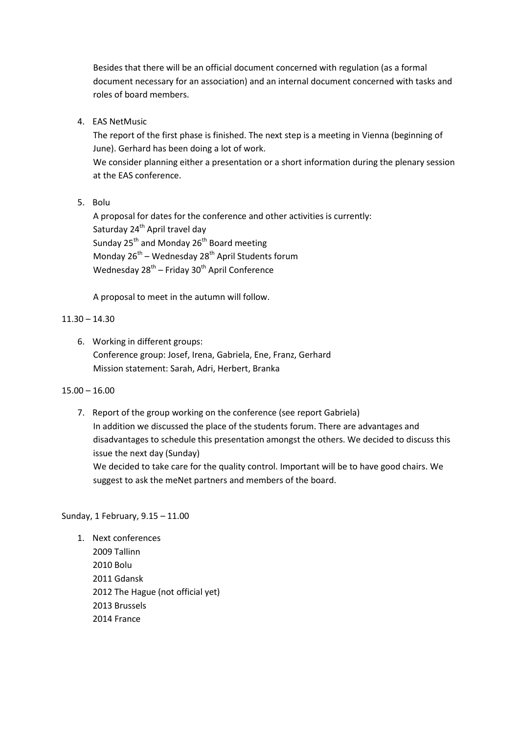Besides that there will be an official document concerned with regulation (as a formal document necessary for an association) and an internal document concerned with tasks and roles of board members.

4. EAS NetMusic

   The report of the first phase is finished. The next step is a meeting in Vienna (beginning of June). Gerhard has been doing a lot of work.

   We consider planning either a presentation or a short information during the plenary session at the EAS conference.

5. Bolu

   A proposal for dates for the conference and other activities is currently:
   Saturday 24th April travel day
   Sunday 25th and Monday 26th Board meeting
   Monday 26th – Wednesday 28th April Students forum
   Wednesday 28th – Friday 30th April Conference

   A proposal to meet in the autumn will follow.

11.30 – 14.30

6. Working in different groups:
   Conference group: Josef, Irena, Gabriela, Ene, Franz, Gerhard
   Mission statement: Sarah, Adri, Herbert, Branka

15.00 – 16.00

7. Report of the group working on the conference (see report Gabriela)

   In addition we discussed the place of the students forum. There are advantages and disadvantages to schedule this presentation amongst the others. We decided to discuss this issue the next day (Sunday)

   We decided to take care for the quality control. Important will be to have good chairs. We suggest to ask the meNet partners and members of the board.

Sunday, 1 February, 9.15 – 11.00

1. Next conferences
   2009 Tallinn
   2010 Bolu
   2011 Gdansk
   2012 The Hague (not official yet)
   2013 Brussels
   2014 France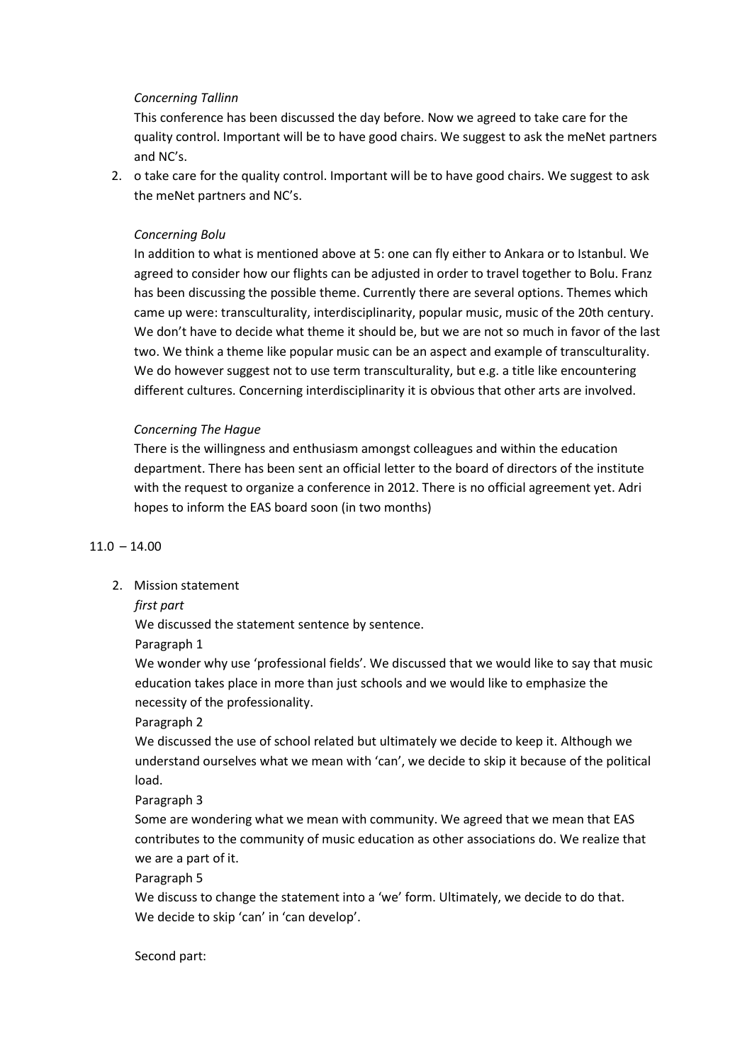*Concerning Tallinn*

This conference has been discussed the day before. Now we agreed to take care for the quality control. Important will be to have good chairs. We suggest to ask the meNet partners and NC's.

2. o take care for the quality control. Important will be to have good chairs. We suggest to ask the meNet partners and NC's.

   *Concerning Bolu*

   In addition to what is mentioned above at 5: one can fly either to Ankara or to Istanbul. We agreed to consider how our flights can be adjusted in order to travel together to Bolu. Franz has been discussing the possible theme. Currently there are several options. Themes which came up were: transculturality, interdisciplinarity, popular music, music of the 20th century. We don't have to decide what theme it should be, but we are not so much in favor of the last two. We think a theme like popular music can be an aspect and example of transculturality. We do however suggest not to use term transculturality, but e.g. a title like encountering different cultures. Concerning interdisciplinarity it is obvious that other arts are involved.

   *Concerning The Hague*

   There is the willingness and enthusiasm amongst colleagues and within the education department. There has been sent an official letter to the board of directors of the institute with the request to organize a conference in 2012. There is no official agreement yet. Adri hopes to inform the EAS board soon (in two months)

11.0 – 14.00

2. Mission statement

   *first part*

   We discussed the statement sentence by sentence.

   Paragraph 1

   We wonder why use 'professional fields'. We discussed that we would like to say that music education takes place in more than just schools and we would like to emphasize the necessity of the professionality.

   Paragraph 2

   We discussed the use of school related but ultimately we decide to keep it. Although we understand ourselves what we mean with 'can', we decide to skip it because of the political load.

   Paragraph 3

   Some are wondering what we mean with community. We agreed that we mean that EAS contributes to the community of music education as other associations do. We realize that we are a part of it.

   Paragraph 5

   We discuss to change the statement into a 'we' form. Ultimately, we decide to do that. We decide to skip 'can' in 'can develop'.

   Second part: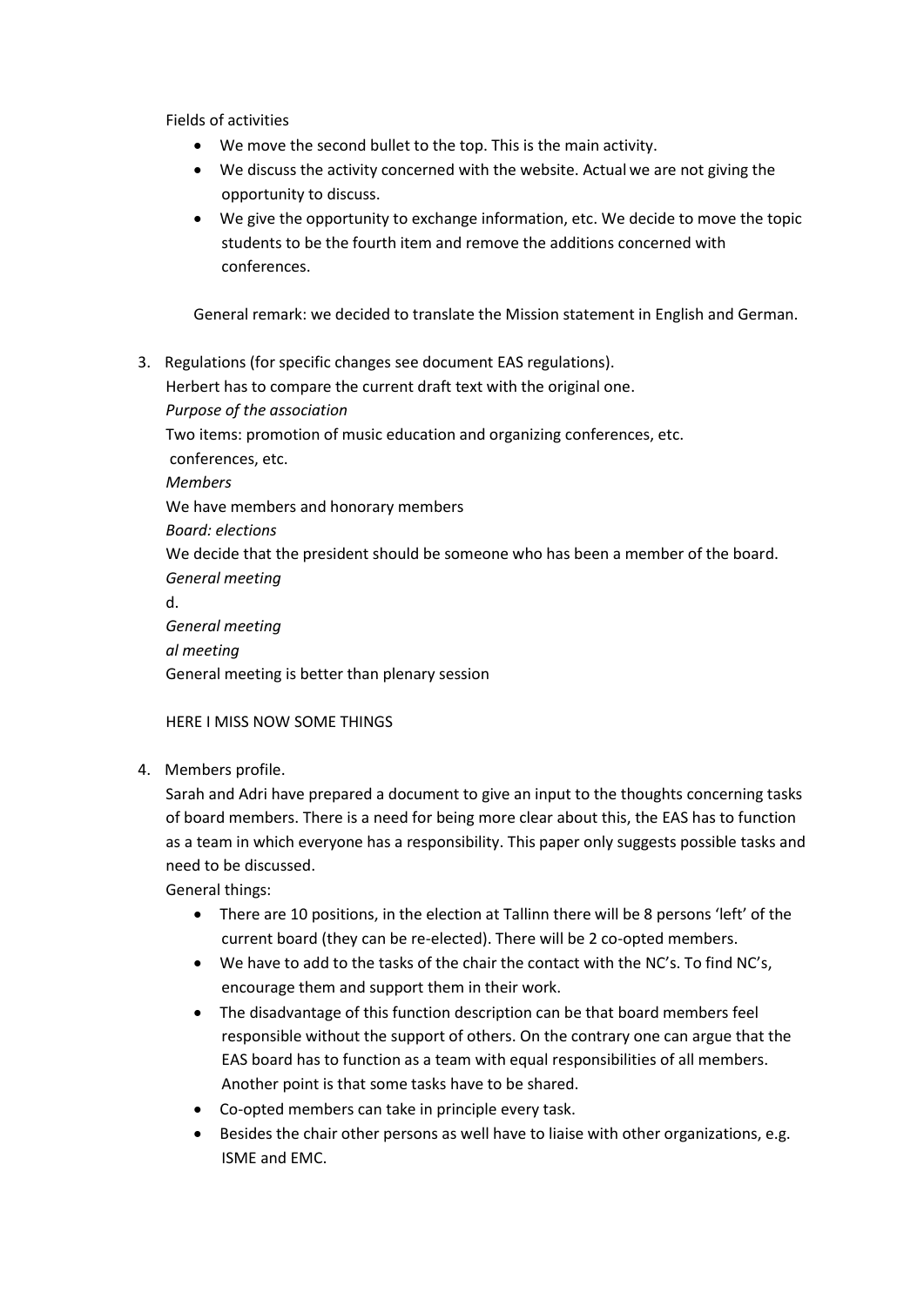Fields of activities

- We move the second bullet to the top. This is the main activity.
- We discuss the activity concerned with the website. Actual we are not giving the opportunity to discuss.
- We give the opportunity to exchange information, etc. We decide to move the topic students to be the fourth item and remove the additions concerned with conferences.

General remark: we decided to translate the Mission statement in English and German.

3. Regulations (for specific changes see document EAS regulations).
   Herbert has to compare the current draft text with the original one.
   *Purpose of the association*
   Two items: promotion of music education and organizing conferences, etc.
   conferences, etc.
   *Members*
   We have members and honorary members
   *Board: elections*
   We decide that the president should be someone who has been a member of the board.
   *General meeting*
   d.
   *General meeting*
   *al meeting*
   General meeting is better than plenary session

   HERE I MISS NOW SOME THINGS

4. Members profile.
   Sarah and Adri have prepared a document to give an input to the thoughts concerning tasks of board members. There is a need for being more clear about this, the EAS has to function as a team in which everyone has a responsibility. This paper only suggests possible tasks and need to be discussed.
   General things:
   - There are 10 positions, in the election at Tallinn there will be 8 persons 'left' of the current board (they can be re-elected). There will be 2 co-opted members.
   - We have to add to the tasks of the chair the contact with the NC's. To find NC's, encourage them and support them in their work.
   - The disadvantage of this function description can be that board members feel responsible without the support of others. On the contrary one can argue that the EAS board has to function as a team with equal responsibilities of all members. Another point is that some tasks have to be shared.
   - Co-opted members can take in principle every task.
   - Besides the chair other persons as well have to liaise with other organizations, e.g. ISME and EMC.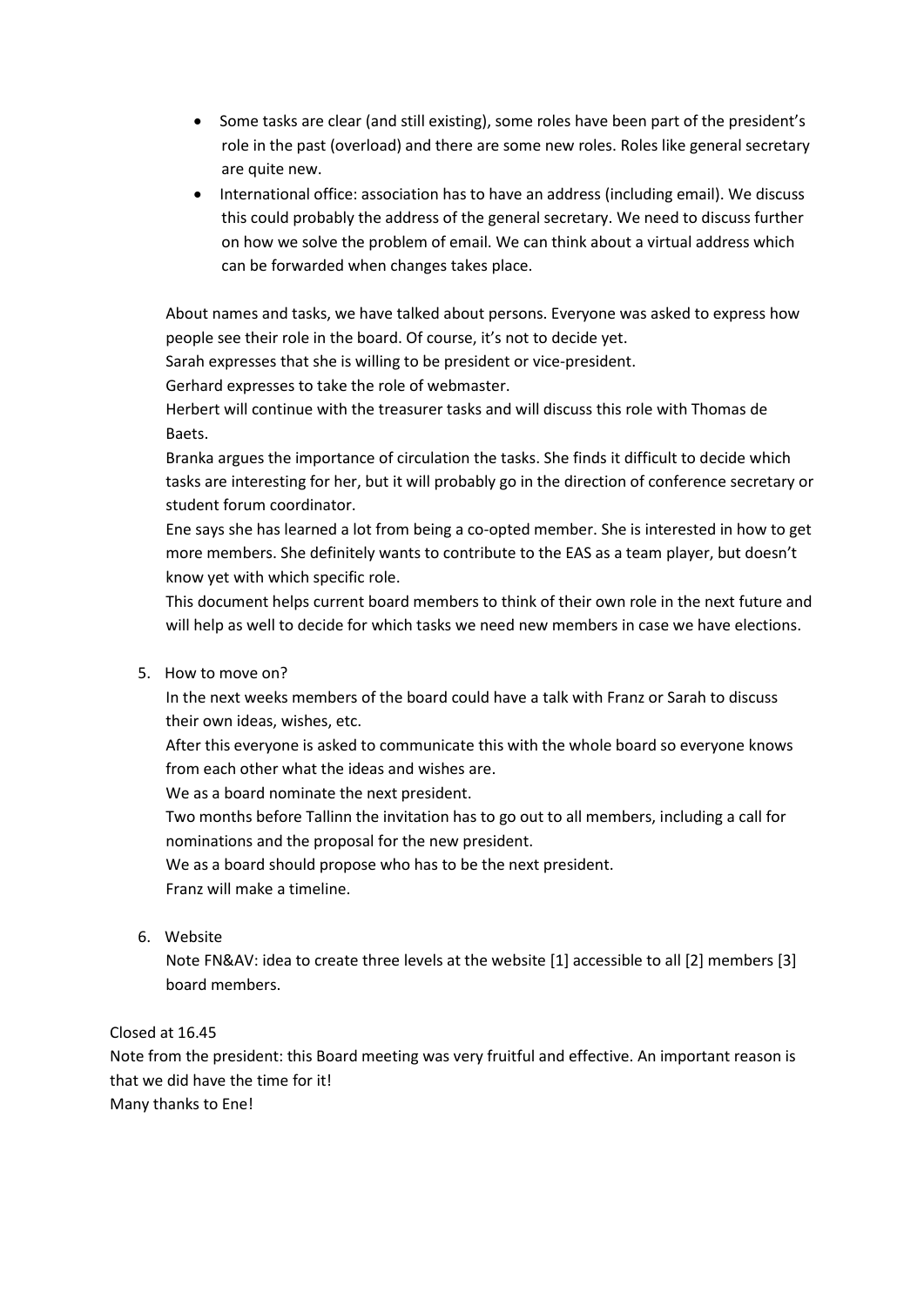- Some tasks are clear (and still existing), some roles have been part of the president's role in the past (overload) and there are some new roles. Roles like general secretary are quite new.
- International office: association has to have an address (including email). We discuss this could probably the address of the general secretary. We need to discuss further on how we solve the problem of email. We can think about a virtual address which can be forwarded when changes takes place.

About names and tasks, we have talked about persons. Everyone was asked to express how people see their role in the board. Of course, it's not to decide yet.
Sarah expresses that she is willing to be president or vice-president.
Gerhard expresses to take the role of webmaster.
Herbert will continue with the treasurer tasks and will discuss this role with Thomas de Baets.
Branka argues the importance of circulation the tasks. She finds it difficult to decide which tasks are interesting for her, but it will probably go in the direction of conference secretary or student forum coordinator.
Ene says she has learned a lot from being a co-opted member. She is interested in how to get more members. She definitely wants to contribute to the EAS as a team player, but doesn't know yet with which specific role.
This document helps current board members to think of their own role in the next future and will help as well to decide for which tasks we need new members in case we have elections.

5. How to move on?

   In the next weeks members of the board could have a talk with Franz or Sarah to discuss their own ideas, wishes, etc.
   After this everyone is asked to communicate this with the whole board so everyone knows from each other what the ideas and wishes are.
   We as a board nominate the next president.
   Two months before Tallinn the invitation has to go out to all members, including a call for nominations and the proposal for the new president.
   We as a board should propose who has to be the next president.
   Franz will make a timeline.

6. Website

   Note FN&AV: idea to create three levels at the website [1] accessible to all [2] members [3] board members.

Closed at 16.45
Note from the president: this Board meeting was very fruitful and effective. An important reason is that we did have the time for it!
Many thanks to Ene!